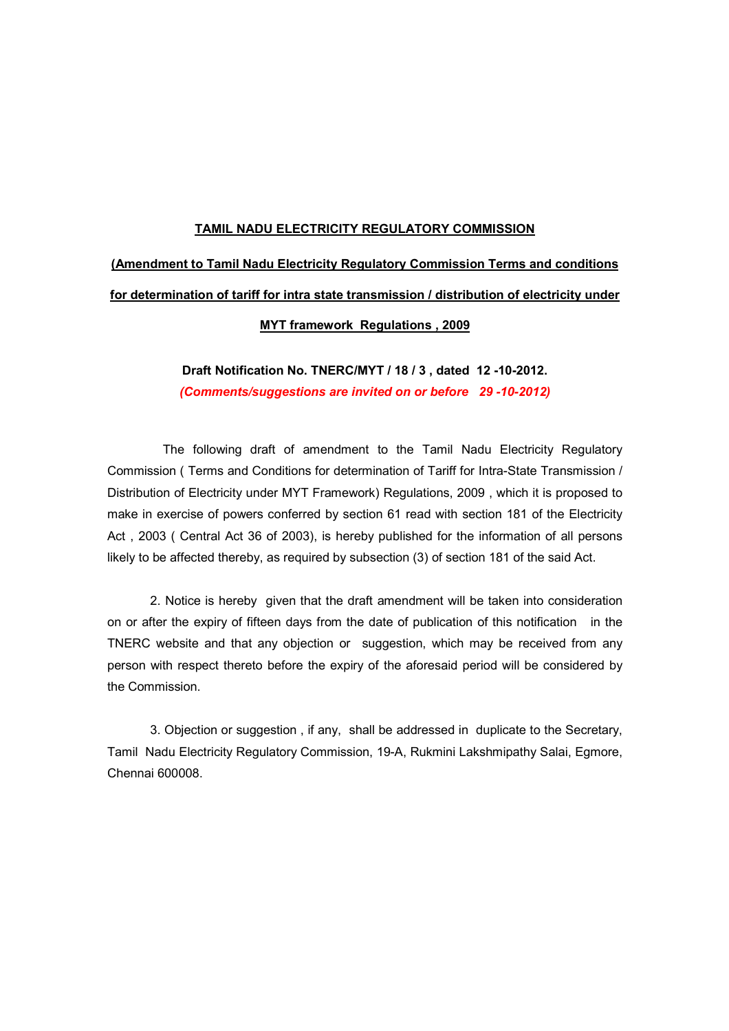# TAMIL NADU ELECTRICITY REGULATORY COMMISSION

## (Amendment to Tamil Nadu Electricity Regulatory Commission Terms and conditions for determination of tariff for intra state transmission / distribution of electricity under MYT framework Regulations , 2009

**Draft Notification No. TNERC/MYT / 18 / 3 , dated 12 -10-2012.**

***(Comments/suggestions are invited on or before 29 -10-2012)***

The following draft of amendment to the Tamil Nadu Electricity Regulatory Commission ( Terms and Conditions for determination of Tariff for Intra-State Transmission / Distribution of Electricity under MYT Framework) Regulations, 2009 , which it is proposed to make in exercise of powers conferred by section 61 read with section 181 of the Electricity Act , 2003 ( Central Act 36 of 2003), is hereby published for the information of all persons likely to be affected thereby, as required by subsection (3) of section 181 of the said Act.

2. Notice is hereby given that the draft amendment will be taken into consideration on or after the expiry of fifteen days from the date of publication of this notification in the TNERC website and that any objection or suggestion, which may be received from any person with respect thereto before the expiry of the aforesaid period will be considered by the Commission.

3. Objection or suggestion , if any, shall be addressed in duplicate to the Secretary, Tamil Nadu Electricity Regulatory Commission, 19-A, Rukmini Lakshmipathy Salai, Egmore, Chennai 600008.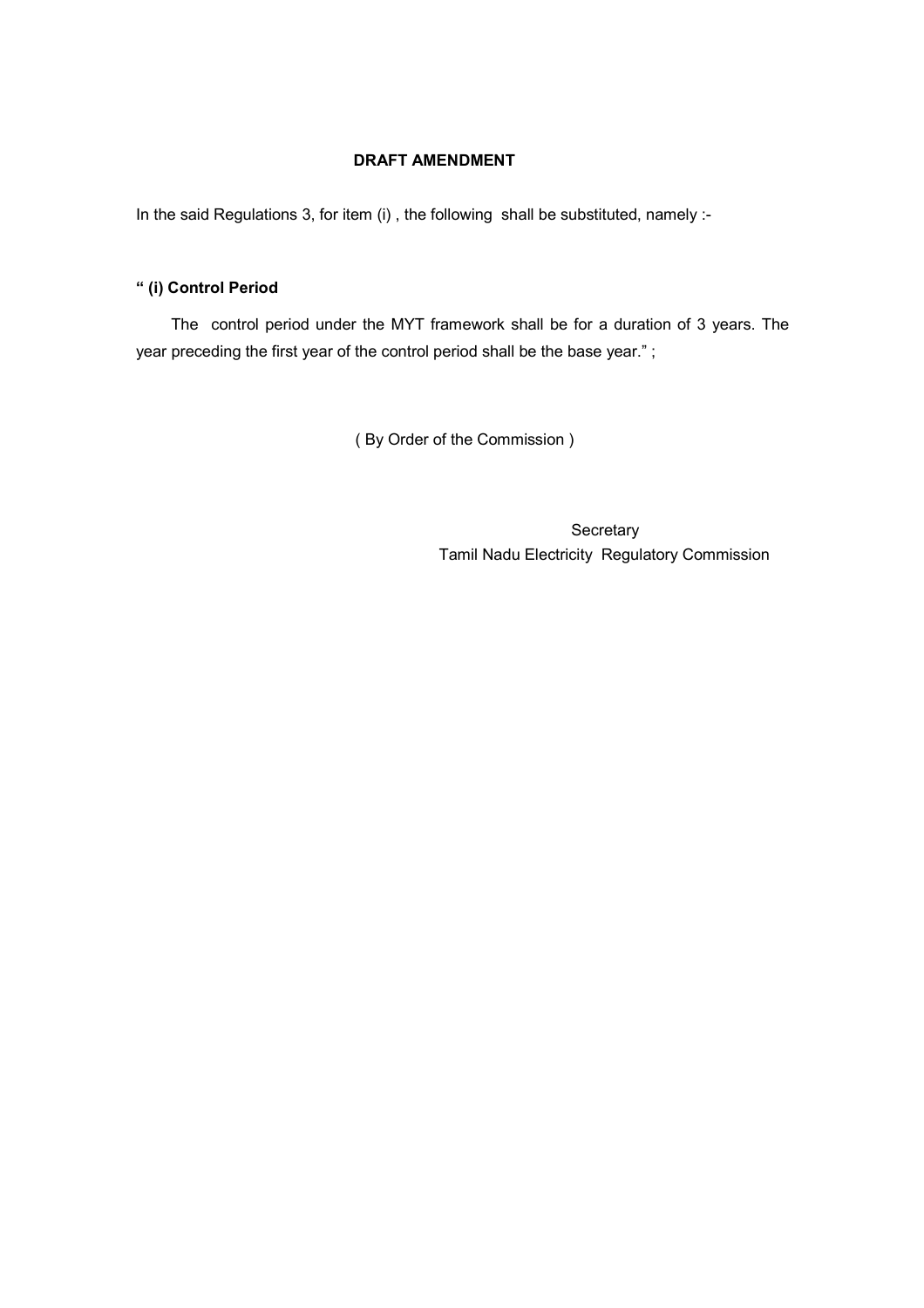**DRAFT AMENDMENT**

In the said Regulations 3, for item (i) , the following shall be substituted, namely :-

**" (i) Control Period**

The control period under the MYT framework shall be for a duration of 3 years. The year preceding the first year of the control period shall be the base year." ;

( By Order of the Commission )

Secretary
Tamil Nadu Electricity Regulatory Commission